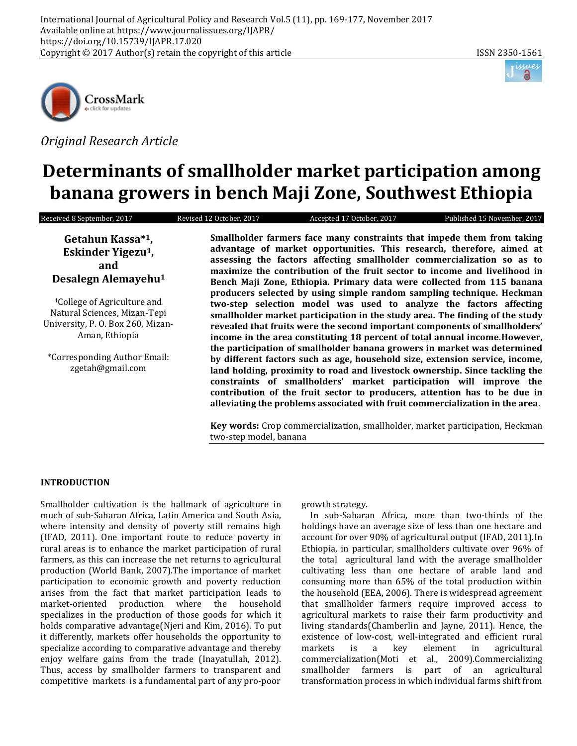International Journal of Agricultural Policy and Research Vol.5 (11), pp. 169-177, November 2017
Available online at https://www.journalissues.org/IJAPR/
https://doi.org/10.15739/IJAPR.17.020
Copyright © 2017 Author(s) retain the copyright of this article
ISSN 2350-1561

*Original Research Article*

# Determinants of smallholder market participation among banana growers in bench Maji Zone, Southwest Ethiopia

Received 8 September, 2017 | Revised 12 October, 2017 | Accepted 17 October, 2017 | Published 15 November, 2017

**Getahun Kassa*[1], Eskinder Yigezu[1], and Desalegn Alemayehu[1]**

[1]College of Agriculture and Natural Sciences, Mizan-Tepi University, P. O. Box 260, Mizan-Aman, Ethiopia

*Corresponding Author Email: zgetah@gmail.com

**Smallholder farmers face many constraints that impede them from taking advantage of market opportunities. This research, therefore, aimed at assessing the factors affecting smallholder commercialization so as to maximize the contribution of the fruit sector to income and livelihood in Bench Maji Zone, Ethiopia. Primary data were collected from 115 banana producers selected by using simple random sampling technique. Heckman two-step selection model was used to analyze the factors affecting smallholder market participation in the study area. The finding of the study revealed that fruits were the second important components of smallholders' income in the area constituting 18 percent of total annual income.However, the participation of smallholder banana growers in market was determined by different factors such as age, household size, extension service, income, land holding, proximity to road and livestock ownership. Since tackling the constraints of smallholders' market participation will improve the contribution of the fruit sector to producers, attention has to be due in alleviating the problems associated with fruit commercialization in the area**.

**Key words:** Crop commercialization, smallholder, market participation, Heckman two-step model, banana

## INTRODUCTION

Smallholder cultivation is the hallmark of agriculture in much of sub-Saharan Africa, Latin America and South Asia, where intensity and density of poverty still remains high (IFAD, 2011). One important route to reduce poverty in rural areas is to enhance the market participation of rural farmers, as this can increase the net returns to agricultural production (World Bank, 2007).The importance of market participation to economic growth and poverty reduction arises from the fact that market participation leads to market-oriented production where the household specializes in the production of those goods for which it holds comparative advantage(Njeri and Kim, 2016). To put it differently, markets offer households the opportunity to specialize according to comparative advantage and thereby enjoy welfare gains from the trade (Inayatullah, 2012). Thus, access by smallholder farmers to transparent and competitive markets is a fundamental part of any pro-poor growth strategy.

In sub-Saharan Africa, more than two-thirds of the holdings have an average size of less than one hectare and account for over 90% of agricultural output (IFAD, 2011).In Ethiopia, in particular, smallholders cultivate over 96% of the total agricultural land with the average smallholder cultivating less than one hectare of arable land and consuming more than 65% of the total production within the household (EEA, 2006). There is widespread agreement that smallholder farmers require improved access to agricultural markets to raise their farm productivity and living standards(Chamberlin and Jayne, 2011). Hence, the existence of low-cost, well-integrated and efficient rural markets is a key element in agricultural commercialization(Moti et al*.,* 2009).Commercializing smallholder farmers is part of an agricultural transformation process in which individual farms shift from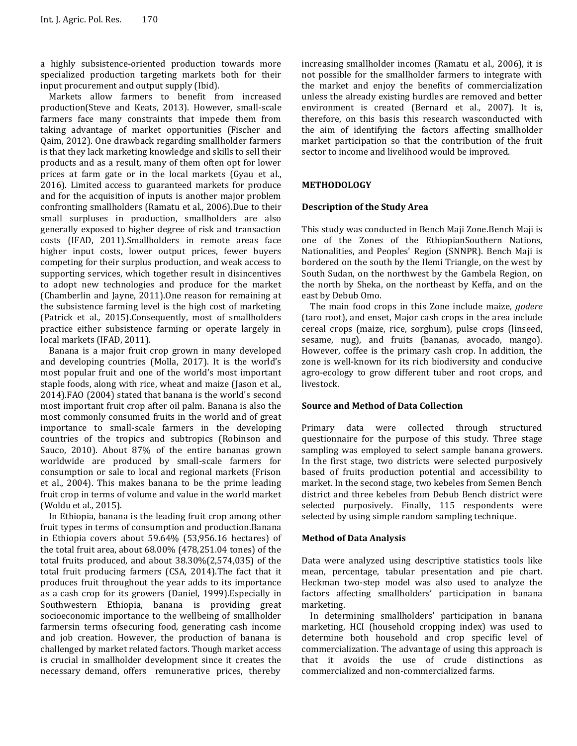a highly subsistence-oriented production towards more specialized production targeting markets both for their input procurement and output supply (Ibid).

Markets allow farmers to benefit from increased production(Steve and Keats, 2013). However, small-scale farmers face many constraints that impede them from taking advantage of market opportunities (Fischer and Qaim, 2012). One drawback regarding smallholder farmers is that they lack marketing knowledge and skills to sell their products and as a result, many of them often opt for lower prices at farm gate or in the local markets (Gyau et al., 2016). Limited access to guaranteed markets for produce and for the acquisition of inputs is another major problem confronting smallholders (Ramatu et al*.,* 2006).Due to their small surpluses in production, smallholders are also generally exposed to higher degree of risk and transaction costs (IFAD, 2011).Smallholders in remote areas face higher input costs, lower output prices, fewer buyers competing for their surplus production, and weak access to supporting services, which together result in disincentives to adopt new technologies and produce for the market (Chamberlin and Jayne, 2011).One reason for remaining at the subsistence farming level is the high cost of marketing (Patrick et al*.,* 2015).Consequently, most of smallholders practice either subsistence farming or operate largely in local markets (IFAD, 2011).

Banana is a major fruit crop grown in many developed and developing countries (Molla, 2017). It is the world's most popular fruit and one of the world's most important staple foods, along with rice, wheat and maize (Jason et al*.,* 2014).FAO (2004) stated that banana is the world's second most important fruit crop after oil palm. Banana is also the most commonly consumed fruits in the world and of great importance to small-scale farmers in the developing countries of the tropics and subtropics (Robinson and Sauco, 2010). About 87% of the entire bananas grown worldwide are produced by small-scale farmers for consumption or sale to local and regional markets (Frison et al., 2004). This makes banana to be the prime leading fruit crop in terms of volume and value in the world market (Woldu et al*.,* 2015).

In Ethiopia, banana is the leading fruit crop among other fruit types in terms of consumption and production.Banana in Ethiopia covers about 59.64% (53,956.16 hectares) of the total fruit area, about 68.00% (478,251.04 tones) of the total fruits produced, and about 38.30%(2,574,035) of the total fruit producing farmers (CSA, 2014).The fact that it produces fruit throughout the year adds to its importance as a cash crop for its growers (Daniel, 1999).Especially in Southwestern Ethiopia, banana is providing great socioeconomic importance to the wellbeing of smallholder farmersin terms ofsecuring food, generating cash income and job creation. However, the production of banana is challenged by market related factors. Though market access is crucial in smallholder development since it creates the necessary demand, offers remunerative prices, thereby increasing smallholder incomes (Ramatu et al*.,* 2006), it is not possible for the smallholder farmers to integrate with the market and enjoy the benefits of commercialization unless the already existing hurdles are removed and better environment is created (Bernard et al*.,* 2007). It is, therefore, on this basis this research wasconducted with the aim of identifying the factors affecting smallholder market participation so that the contribution of the fruit sector to income and livelihood would be improved.

## METHODOLOGY

### Description of the Study Area

This study was conducted in Bench Maji Zone.Bench Maji is one of the Zones of the EthiopianSouthern Nations, Nationalities, and Peoples' Region (SNNPR). Bench Maji is bordered on the south by the Ilemi Triangle, on the west by South Sudan, on the northwest by the Gambela Region, on the north by Sheka, on the northeast by Keffa, and on the east by Debub Omo.

The main food crops in this Zone include maize, *godere* (taro root), and enset, Major cash crops in the area include cereal crops (maize, rice, sorghum), pulse crops (linseed, sesame, nug), and fruits (bananas, avocado, mango). However, coffee is the primary cash crop. In addition, the zone is well-known for its rich biodiversity and conducive agro-ecology to grow different tuber and root crops, and livestock.

### Source and Method of Data Collection

Primary data were collected through structured questionnaire for the purpose of this study. Three stage sampling was employed to select sample banana growers. In the first stage, two districts were selected purposively based of fruits production potential and accessibility to market. In the second stage, two kebeles from Semen Bench district and three kebeles from Debub Bench district were selected purposively. Finally, 115 respondents were selected by using simple random sampling technique.

### Method of Data Analysis

Data were analyzed using descriptive statistics tools like mean, percentage, tabular presentation and pie chart. Heckman two-step model was also used to analyze the factors affecting smallholders' participation in banana marketing.

In determining smallholders' participation in banana marketing, HCI (household cropping index) was used to determine both household and crop specific level of commercialization. The advantage of using this approach is that it avoids the use of crude distinctions as commercialized and non-commercialized farms.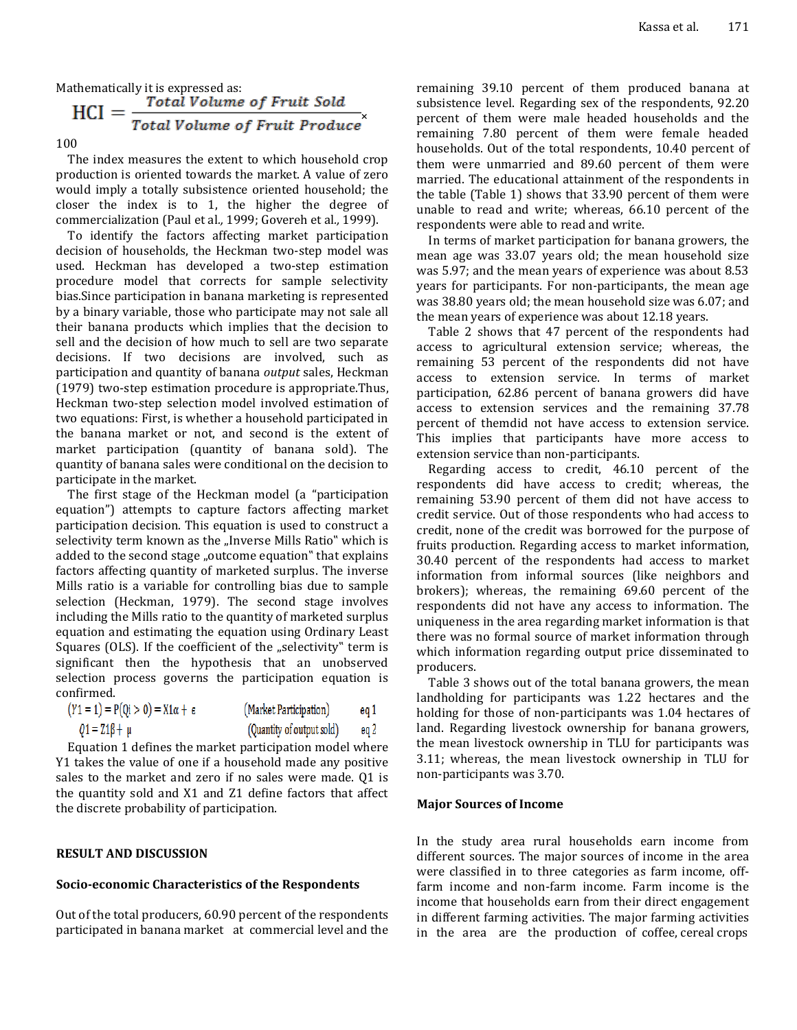Mathematically it is expressed as:

$$HCI = \frac{Total\ Volume\ of\ Fruit\ Sold}{Total\ Volume\ of\ Fruit\ Produce} \times 100$$

The index measures the extent to which household crop production is oriented towards the market. A value of zero would imply a totally subsistence oriented household; the closer the index is to 1, the higher the degree of commercialization (Paul et al*.,* 1999; Govereh et al*.,* 1999).

To identify the factors affecting market participation decision of households, the Heckman two-step model was used. Heckman has developed a two-step estimation procedure model that corrects for sample selectivity bias.Since participation in banana marketing is represented by a binary variable, those who participate may not sale all their banana products which implies that the decision to sell and the decision of how much to sell are two separate decisions. If two decisions are involved, such as participation and quantity of banana *output* sales, Heckman (1979) two-step estimation procedure is appropriate.Thus, Heckman two-step selection model involved estimation of two equations: First, is whether a household participated in the banana market or not, and second is the extent of market participation (quantity of banana sold). The quantity of banana sales were conditional on the decision to participate in the market.

The first stage of the Heckman model (a "participation equation") attempts to capture factors affecting market participation decision. This equation is used to construct a selectivity term known as the „Inverse Mills Ratio" which is added to the second stage „outcome equation" that explains factors affecting quantity of marketed surplus. The inverse Mills ratio is a variable for controlling bias due to sample selection (Heckman, 1979). The second stage involves including the Mills ratio to the quantity of marketed surplus equation and estimating the equation using Ordinary Least Squares (OLS). If the coefficient of the „selectivity" term is significant then the hypothesis that an unobserved selection process governs the participation equation is confirmed.

$$(Y1 = 1) = P(Qi > 0) = X1\alpha + \varepsilon \qquad \text{(Market Participation)} \qquad \text{eq 1}$$

$$Q1 = Z1\beta + \mu \qquad \text{(Quantity of output sold)} \qquad \text{eq 2}$$

Equation 1 defines the market participation model where Y1 takes the value of one if a household made any positive sales to the market and zero if no sales were made. Q1 is the quantity sold and X1 and Z1 define factors that affect the discrete probability of participation.

## RESULT AND DISCUSSION

### Socio-economic Characteristics of the Respondents

Out of the total producers, 60.90 percent of the respondents participated in banana market at commercial level and the remaining 39.10 percent of them produced banana at subsistence level. Regarding sex of the respondents, 92.20 percent of them were male headed households and the remaining 7.80 percent of them were female headed households. Out of the total respondents, 10.40 percent of them were unmarried and 89.60 percent of them were married. The educational attainment of the respondents in the table (Table 1) shows that 33.90 percent of them were unable to read and write; whereas, 66.10 percent of the respondents were able to read and write.

In terms of market participation for banana growers, the mean age was 33.07 years old; the mean household size was 5.97; and the mean years of experience was about 8.53 years for participants. For non-participants, the mean age was 38.80 years old; the mean household size was 6.07; and the mean years of experience was about 12.18 years.

Table 2 shows that 47 percent of the respondents had access to agricultural extension service; whereas, the remaining 53 percent of the respondents did not have access to extension service. In terms of market participation, 62.86 percent of banana growers did have access to extension services and the remaining 37.78 percent of themdid not have access to extension service. This implies that participants have more access to extension service than non-participants.

Regarding access to credit, 46.10 percent of the respondents did have access to credit; whereas, the remaining 53.90 percent of them did not have access to credit service. Out of those respondents who had access to credit, none of the credit was borrowed for the purpose of fruits production. Regarding access to market information, 30.40 percent of the respondents had access to market information from informal sources (like neighbors and brokers); whereas, the remaining 69.60 percent of the respondents did not have any access to information. The uniqueness in the area regarding market information is that there was no formal source of market information through which information regarding output price disseminated to producers.

Table 3 shows out of the total banana growers, the mean landholding for participants was 1.22 hectares and the holding for those of non-participants was 1.04 hectares of land. Regarding livestock ownership for banana growers, the mean livestock ownership in TLU for participants was 3.11; whereas, the mean livestock ownership in TLU for non-participants was 3.70.

### Major Sources of Income

In the study area rural households earn income from different sources. The major sources of income in the area were classified in to three categories as farm income, off-farm income and non-farm income. Farm income is the income that households earn from their direct engagement in different farming activities. The major farming activities in the area are the production of coffee, cereal crops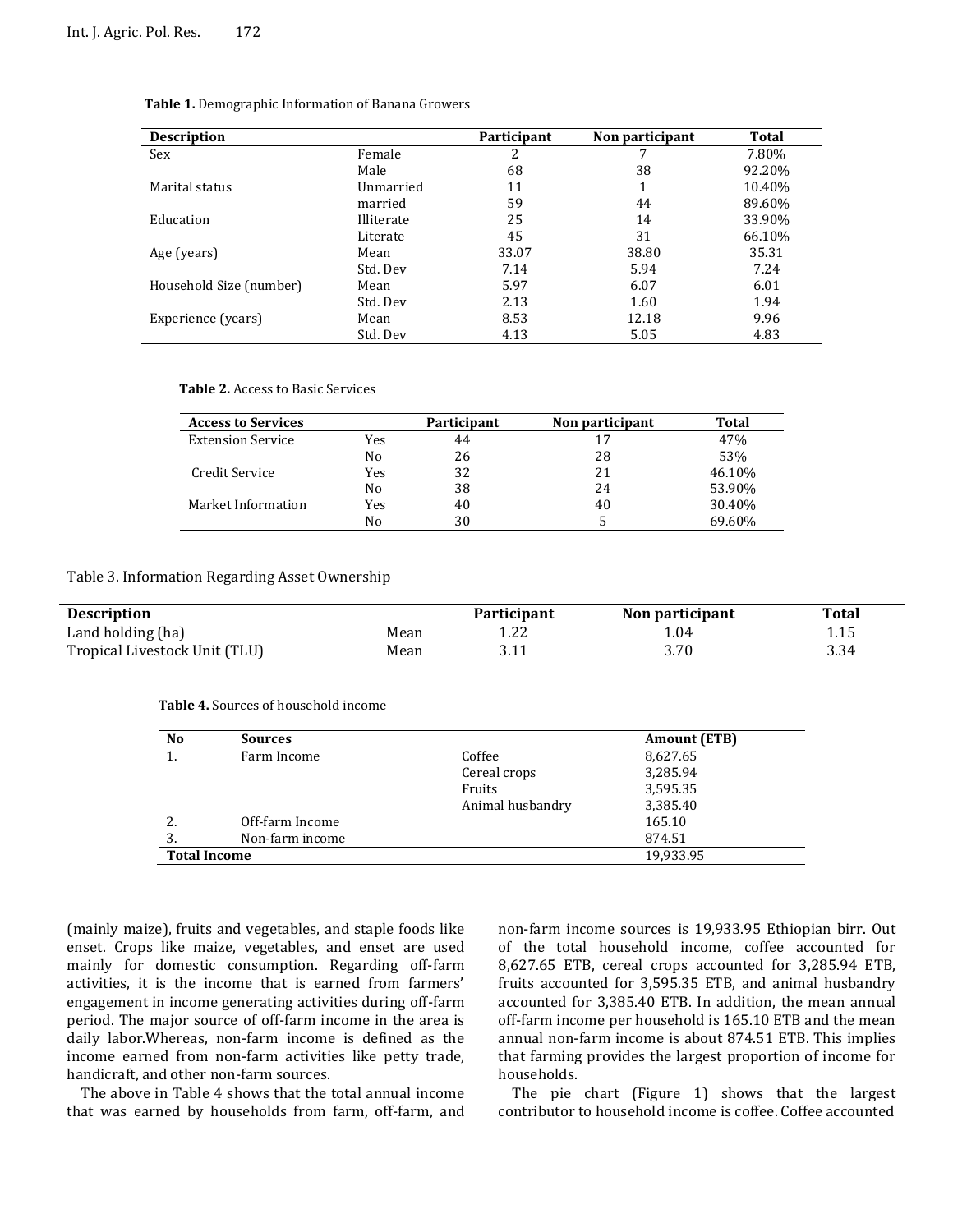**Table 1.** Demographic Information of Banana Growers

| Description | | Participant | Non participant | Total |
|---|---|---|---|---|
| Sex | Female | 2 | 7 | 7.80% |
| | Male | 68 | 38 | 92.20% |
| Marital status | Unmarried | 11 | 1 | 10.40% |
| | married | 59 | 44 | 89.60% |
| Education | Illiterate | 25 | 14 | 33.90% |
| | Literate | 45 | 31 | 66.10% |
| Age (years) | Mean | 33.07 | 38.80 | 35.31 |
| | Std. Dev | 7.14 | 5.94 | 7.24 |
| Household Size (number) | Mean | 5.97 | 6.07 | 6.01 |
| | Std. Dev | 2.13 | 1.60 | 1.94 |
| Experience (years) | Mean | 8.53 | 12.18 | 9.96 |
| | Std. Dev | 4.13 | 5.05 | 4.83 |

**Table 2.** Access to Basic Services

| Access to Services | | Participant | Non participant | Total |
|---|---|---|---|---|
| Extension Service | Yes | 44 | 17 | 47% |
| | No | 26 | 28 | 53% |
| Credit Service | Yes | 32 | 21 | 46.10% |
| | No | 38 | 24 | 53.90% |
| Market Information | Yes | 40 | 40 | 30.40% |
| | No | 30 | 5 | 69.60% |

Table 3. Information Regarding Asset Ownership

| Description | | Participant | Non participant | Total |
|---|---|---|---|---|
| Land holding (ha) | Mean | 1.22 | 1.04 | 1.15 |
| Tropical Livestock Unit (TLU) | Mean | 3.11 | 3.70 | 3.34 |

**Table 4.** Sources of household income

| No | Sources | | Amount (ETB) |
|---|---|---|---|
| 1. | Farm Income | Coffee | 8,627.65 |
| | | Cereal crops | 3,285.94 |
| | | Fruits | 3,595.35 |
| | | Animal husbandry | 3,385.40 |
| 2. | Off-farm Income | | 165.10 |
| 3. | Non-farm income | | 874.51 |
| **Total Income** | | | 19,933.95 |

(mainly maize), fruits and vegetables, and staple foods like enset. Crops like maize, vegetables, and enset are used mainly for domestic consumption. Regarding off-farm activities, it is the income that is earned from farmers' engagement in income generating activities during off-farm period. The major source of off-farm income in the area is daily labor.Whereas, non-farm income is defined as the income earned from non-farm activities like petty trade, handicraft, and other non-farm sources.

The above in Table 4 shows that the total annual income that was earned by households from farm, off-farm, and non-farm income sources is 19,933.95 Ethiopian birr. Out of the total household income, coffee accounted for 8,627.65 ETB, cereal crops accounted for 3,285.94 ETB, fruits accounted for 3,595.35 ETB, and animal husbandry accounted for 3,385.40 ETB. In addition, the mean annual off-farm income per household is 165.10 ETB and the mean annual non-farm income is about 874.51 ETB. This implies that farming provides the largest proportion of income for households.

The pie chart (Figure 1) shows that the largest contributor to household income is coffee. Coffee accounted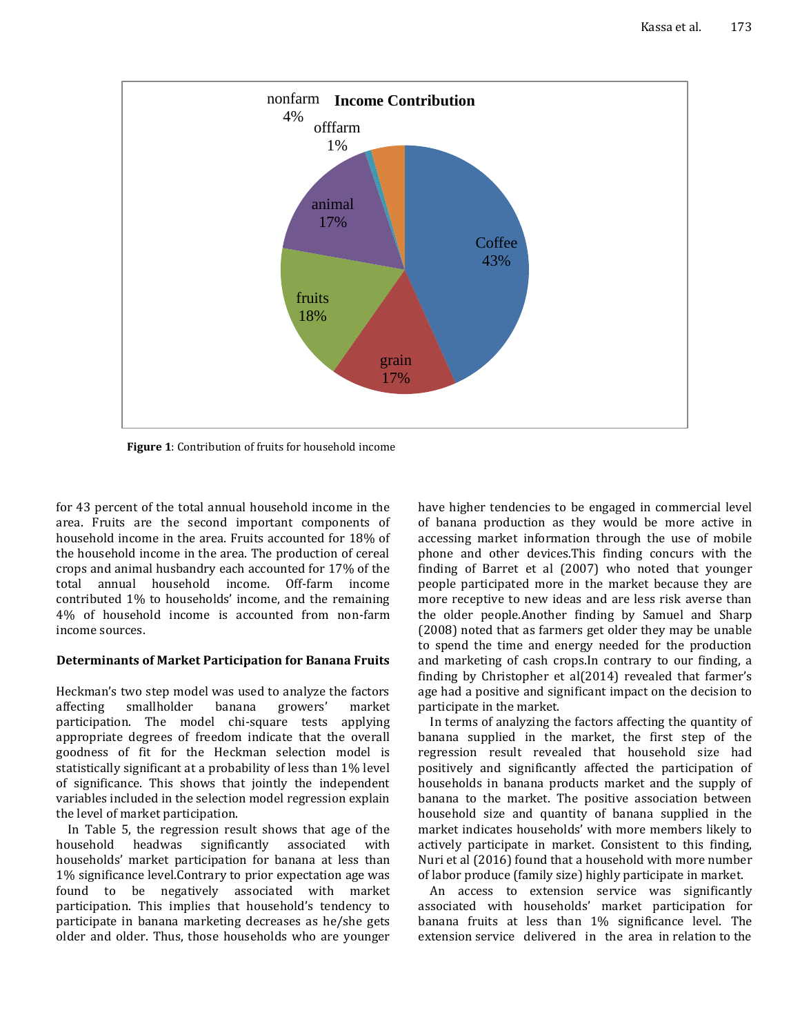Income Contribution

nonfarm
4%

offfarm
1%

animal
17%

Coffee
43%

fruits
18%

grain
17%

**Figure 1**: Contribution of fruits for household income

for 43 percent of the total annual household income in the area. Fruits are the second important components of household income in the area. Fruits accounted for 18% of the household income in the area. The production of cereal crops and animal husbandry each accounted for 17% of the total annual household income. Off-farm income contributed 1% to households' income, and the remaining 4% of household income is accounted from non-farm income sources.

### Determinants of Market Participation for Banana Fruits

Heckman's two step model was used to analyze the factors affecting smallholder banana growers' market participation. The model chi-square tests applying appropriate degrees of freedom indicate that the overall goodness of fit for the Heckman selection model is statistically significant at a probability of less than 1% level of significance. This shows that jointly the independent variables included in the selection model regression explain the level of market participation.

In Table 5, the regression result shows that age of the household headwas significantly associated with households' market participation for banana at less than 1% significance level.Contrary to prior expectation age was found to be negatively associated with market participation. This implies that household's tendency to participate in banana marketing decreases as he/she gets older and older. Thus, those households who are younger have higher tendencies to be engaged in commercial level of banana production as they would be more active in accessing market information through the use of mobile phone and other devices.This finding concurs with the finding of Barret et al (2007) who noted that younger people participated more in the market because they are more receptive to new ideas and are less risk averse than the older people.Another finding by Samuel and Sharp (2008) noted that as farmers get older they may be unable to spend the time and energy needed for the production and marketing of cash crops.In contrary to our finding, a finding by Christopher et al(2014) revealed that farmer's age had a positive and significant impact on the decision to participate in the market.

In terms of analyzing the factors affecting the quantity of banana supplied in the market, the first step of the regression result revealed that household size had positively and significantly affected the participation of households in banana products market and the supply of banana to the market. The positive association between household size and quantity of banana supplied in the market indicates households' with more members likely to actively participate in market. Consistent to this finding, Nuri et al (2016) found that a household with more number of labor produce (family size) highly participate in market.

An access to extension service was significantly associated with households' market participation for banana fruits at less than 1% significance level. The extension service delivered in the area in relation to the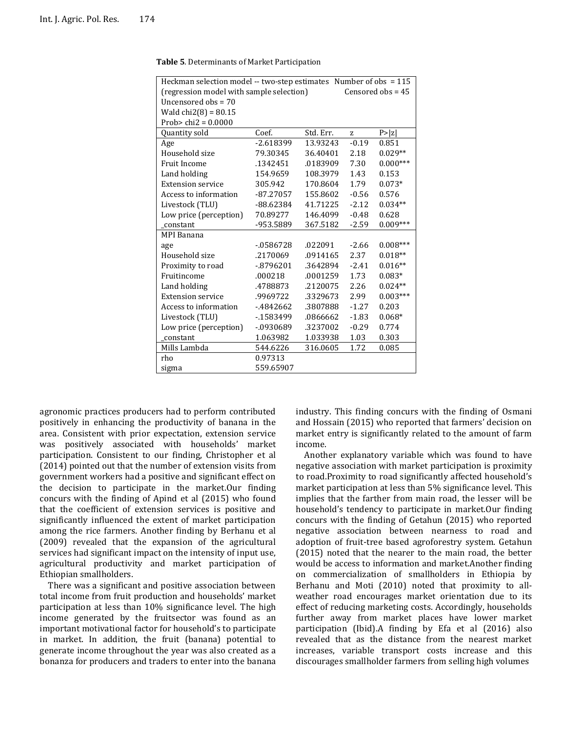**Table 5**. Determinants of Market Participation

| | | | | |
|---|---|---|---|---|
| Heckman selection model -- two-step estimates | | Number of obs = 115 | | |
| (regression model with sample selection) | | Censored obs = 45 | | |
| Uncensored obs = 70 | | | | |
| Wald chi2(8) = 80.15 | | | | |
| Prob> chi2 = 0.0000 | | | | |
| Quantity sold | Coef. | Std. Err. | z | P>\|z\| |
| Age | -2.618399 | 13.93243 | -0.19 | 0.851 |
| Household size | 79.30345 | 36.40401 | 2.18 | 0.029** |
| Fruit Income | .1342451 | .0183909 | 7.30 | 0.000*** |
| Land holding | 154.9659 | 108.3979 | 1.43 | 0.153 |
| Extension service | 305.942 | 170.8604 | 1.79 | 0.073* |
| Access to information | -87.27057 | 155.8602 | -0.56 | 0.576 |
| Livestock (TLU) | -88.62384 | 41.71225 | -2.12 | 0.034** |
| Low price (perception) | 70.89277 | 146.4099 | -0.48 | 0.628 |
| _constant | -953.5889 | 367.5182 | -2.59 | 0.009*** |
| MPI Banana | | | | |
| age | -.0586728 | .022091 | -2.66 | 0.008*** |
| Household size | .2170069 | .0914165 | 2.37 | 0.018** |
| Proximity to road | -.8796201 | .3642894 | -2.41 | 0.016** |
| Fruitincome | .000218 | .0001259 | 1.73 | 0.083* |
| Land holding | .4788873 | .2120075 | 2.26 | 0.024** |
| Extension service | .9969722 | .3329673 | 2.99 | 0.003*** |
| Access to information | -.4842662 | .3807888 | -1.27 | 0.203 |
| Livestock (TLU) | -.1583499 | .0866662 | -1.83 | 0.068* |
| Low price (perception) | -.0930689 | .3237002 | -0.29 | 0.774 |
| _constant | 1.063982 | 1.033938 | 1.03 | 0.303 |
| Mills Lambda | 544.6226 | 316.0605 | 1.72 | 0.085 |
| rho | 0.97313 | | | |
| sigma | 559.65907 | | | |

agronomic practices producers had to perform contributed positively in enhancing the productivity of banana in the area. Consistent with prior expectation, extension service was positively associated with households' market participation. Consistent to our finding, Christopher et al (2014) pointed out that the number of extension visits from government workers had a positive and significant effect on the decision to participate in the market.Our finding concurs with the finding of Apind et al (2015) who found that the coefficient of extension services is positive and significantly influenced the extent of market participation among the rice farmers. Another finding by Berhanu et al (2009) revealed that the expansion of the agricultural services had significant impact on the intensity of input use, agricultural productivity and market participation of Ethiopian smallholders.

There was a significant and positive association between total income from fruit production and households' market participation at less than 10% significance level. The high income generated by the fruitsector was found as an important motivational factor for household's to participate in market. In addition, the fruit (banana) potential to generate income throughout the year was also created as a bonanza for producers and traders to enter into the banana industry. This finding concurs with the finding of Osmani and Hossain (2015) who reported that farmers' decision on market entry is significantly related to the amount of farm income.

Another explanatory variable which was found to have negative association with market participation is proximity to road.Proximity to road significantly affected household's market participation at less than 5% significance level. This implies that the farther from main road, the lesser will be household's tendency to participate in market.Our finding concurs with the finding of Getahun (2015) who reported negative association between nearness to road and adoption of fruit-tree based agroforestry system. Getahun (2015) noted that the nearer to the main road, the better would be access to information and market.Another finding on commercialization of smallholders in Ethiopia by Berhanu and Moti (2010) noted that proximity to all-weather road encourages market orientation due to its effect of reducing marketing costs. Accordingly, households further away from market places have lower market participation (Ibid).A finding by Efa et al (2016) also revealed that as the distance from the nearest market increases, variable transport costs increase and this discourages smallholder farmers from selling high volumes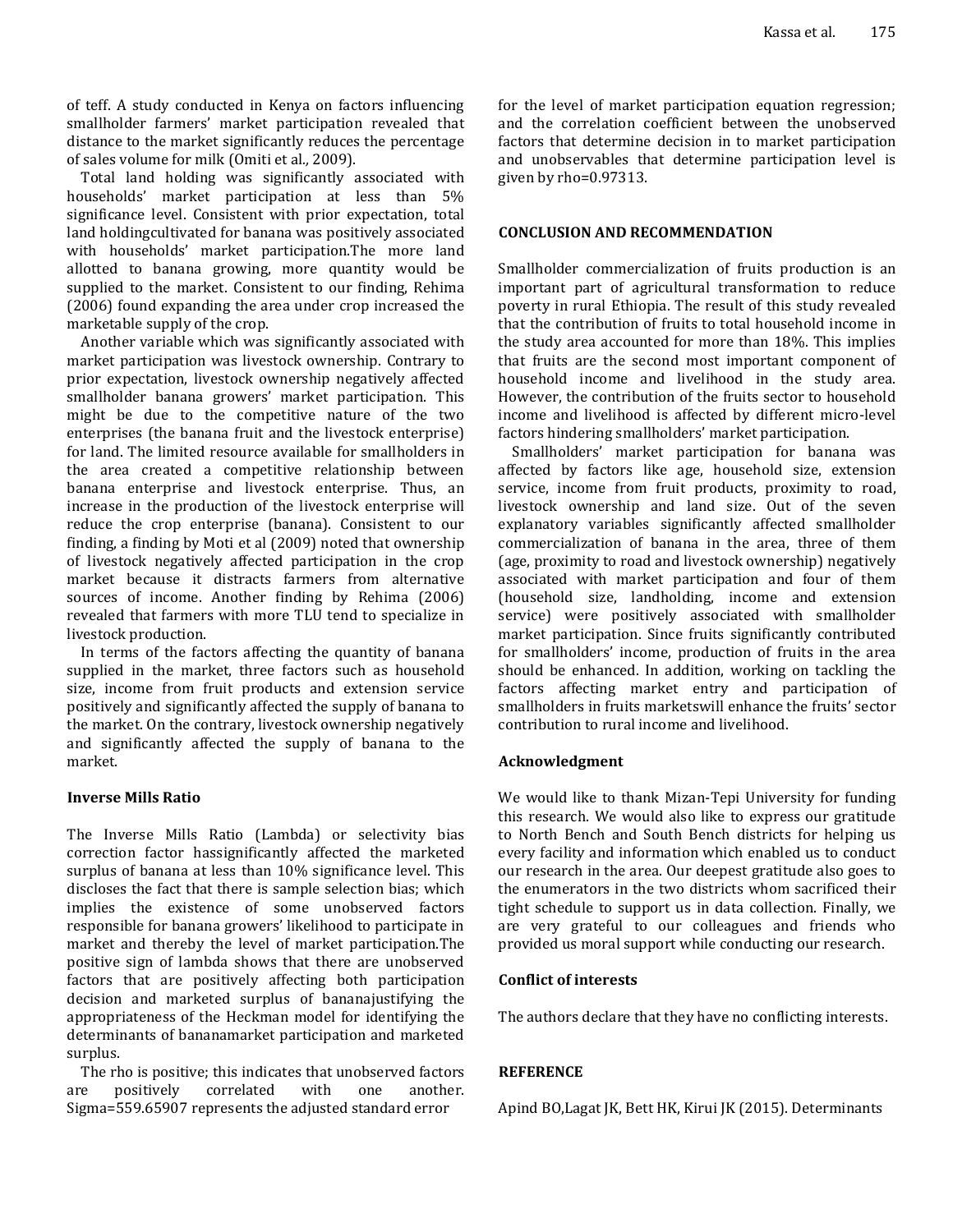of teff. A study conducted in Kenya on factors influencing smallholder farmers' market participation revealed that distance to the market significantly reduces the percentage of sales volume for milk (Omiti et al., 2009).

Total land holding was significantly associated with households' market participation at less than 5% significance level. Consistent with prior expectation, total land holdingcultivated for banana was positively associated with households' market participation.The more land allotted to banana growing, more quantity would be supplied to the market. Consistent to our finding, Rehima (2006) found expanding the area under crop increased the marketable supply of the crop.

Another variable which was significantly associated with market participation was livestock ownership. Contrary to prior expectation, livestock ownership negatively affected smallholder banana growers' market participation. This might be due to the competitive nature of the two enterprises (the banana fruit and the livestock enterprise) for land. The limited resource available for smallholders in the area created a competitive relationship between banana enterprise and livestock enterprise. Thus, an increase in the production of the livestock enterprise will reduce the crop enterprise (banana). Consistent to our finding, a finding by Moti et al (2009) noted that ownership of livestock negatively affected participation in the crop market because it distracts farmers from alternative sources of income. Another finding by Rehima (2006) revealed that farmers with more TLU tend to specialize in livestock production.

In terms of the factors affecting the quantity of banana supplied in the market, three factors such as household size, income from fruit products and extension service positively and significantly affected the supply of banana to the market. On the contrary, livestock ownership negatively and significantly affected the supply of banana to the market.

### Inverse Mills Ratio

The Inverse Mills Ratio (Lambda) or selectivity bias correction factor hassignificantly affected the marketed surplus of banana at less than 10% significance level. This discloses the fact that there is sample selection bias; which implies the existence of some unobserved factors responsible for banana growers' likelihood to participate in market and thereby the level of market participation.The positive sign of lambda shows that there are unobserved factors that are positively affecting both participation decision and marketed surplus of bananajustifying the appropriateness of the Heckman model for identifying the determinants of bananamarket participation and marketed surplus.

The rho is positive; this indicates that unobserved factors are positively correlated with one another. Sigma=559.65907 represents the adjusted standard error for the level of market participation equation regression; and the correlation coefficient between the unobserved factors that determine decision in to market participation and unobservables that determine participation level is given by rho=0.97313.

## CONCLUSION AND RECOMMENDATION

Smallholder commercialization of fruits production is an important part of agricultural transformation to reduce poverty in rural Ethiopia. The result of this study revealed that the contribution of fruits to total household income in the study area accounted for more than 18%. This implies that fruits are the second most important component of household income and livelihood in the study area. However, the contribution of the fruits sector to household income and livelihood is affected by different micro-level factors hindering smallholders' market participation.

Smallholders' market participation for banana was affected by factors like age, household size, extension service, income from fruit products, proximity to road, livestock ownership and land size. Out of the seven explanatory variables significantly affected smallholder commercialization of banana in the area, three of them (age, proximity to road and livestock ownership) negatively associated with market participation and four of them (household size, landholding, income and extension service) were positively associated with smallholder market participation. Since fruits significantly contributed for smallholders' income, production of fruits in the area should be enhanced. In addition, working on tackling the factors affecting market entry and participation of smallholders in fruits marketswill enhance the fruits' sector contribution to rural income and livelihood.

### Acknowledgment

We would like to thank Mizan-Tepi University for funding this research. We would also like to express our gratitude to North Bench and South Bench districts for helping us every facility and information which enabled us to conduct our research in the area. Our deepest gratitude also goes to the enumerators in the two districts whom sacrificed their tight schedule to support us in data collection. Finally, we are very grateful to our colleagues and friends who provided us moral support while conducting our research.

### Conflict of interests

The authors declare that they have no conflicting interests.

## REFERENCE

Apind BO,Lagat JK, Bett HK, Kirui JK (2015). Determinants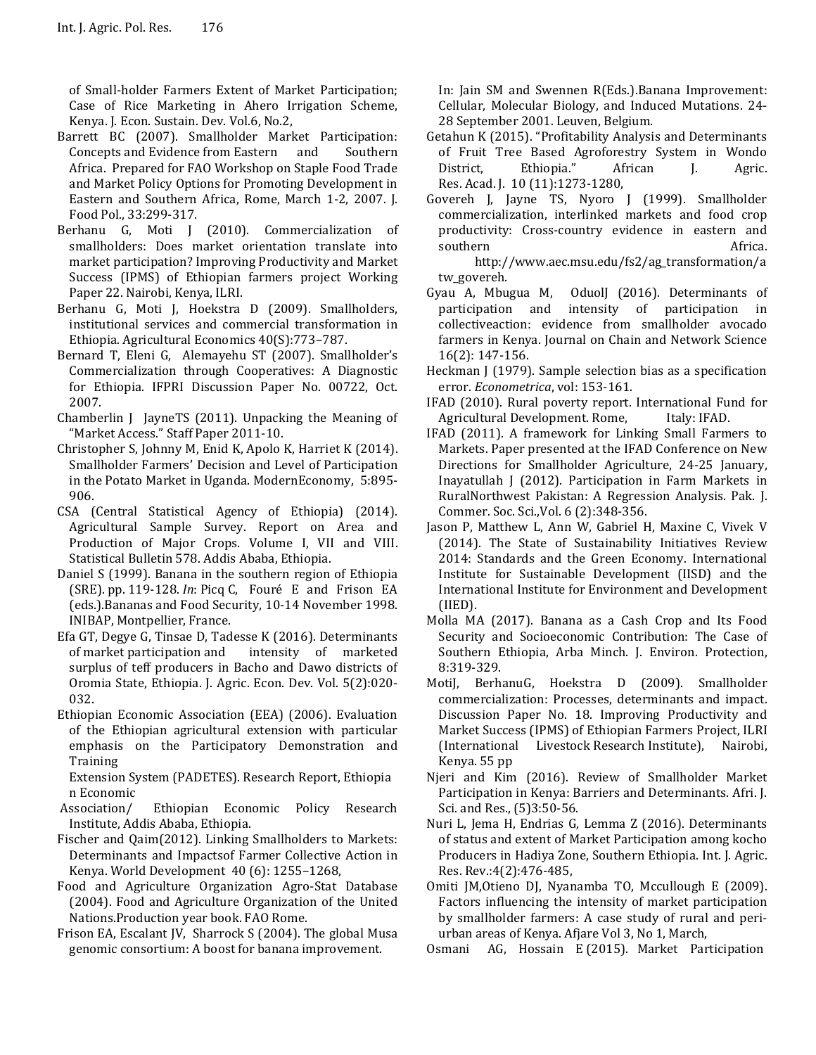of Small-holder Farmers Extent of Market Participation; Case of Rice Marketing in Ahero Irrigation Scheme, Kenya. J. Econ. Sustain. Dev. Vol.6, No.2,

Barrett BC (2007). Smallholder Market Participation: Concepts and Evidence from Eastern and Southern Africa. Prepared for FAO Workshop on Staple Food Trade and Market Policy Options for Promoting Development in Eastern and Southern Africa, Rome, March 1-2, 2007. J. Food Pol., 33:299-317.

Berhanu G, Moti J (2010). Commercialization of smallholders: Does market orientation translate into market participation? Improving Productivity and Market Success (IPMS) of Ethiopian farmers project Working Paper 22. Nairobi, Kenya, ILRI.

Berhanu G, Moti J, Hoekstra D (2009). Smallholders, institutional services and commercial transformation in Ethiopia. Agricultural Economics 40(S):773–787.

Bernard T, Eleni G, Alemayehu ST (2007). Smallholder's Commercialization through Cooperatives: A Diagnostic for Ethiopia. IFPRI Discussion Paper No. 00722, Oct. 2007.

Chamberlin J JayneTS (2011). Unpacking the Meaning of "Market Access." Staff Paper 2011-10.

Christopher S, Johnny M, Enid K, Apolo K, Harriet K (2014). Smallholder Farmers' Decision and Level of Participation in the Potato Market in Uganda. ModernEconomy, 5:895-906.

CSA (Central Statistical Agency of Ethiopia) (2014). Agricultural Sample Survey. Report on Area and Production of Major Crops. Volume I, VII and VIII. Statistical Bulletin 578. Addis Ababa, Ethiopia.

Daniel S (1999). Banana in the southern region of Ethiopia (SRE). pp. 119-128. *In*: Picq C, Fouré E and Frison EA (eds.).Bananas and Food Security, 10-14 November 1998. INIBAP, Montpellier, France.

Efa GT, Degye G, Tinsae D, Tadesse K (2016). Determinants of market participation and intensity of marketed surplus of teff producers in Bacho and Dawo districts of Oromia State, Ethiopia. J. Agric. Econ. Dev. Vol. 5(2):020-032.

Ethiopian Economic Association (EEA) (2006). Evaluation of the Ethiopian agricultural extension with particular emphasis on the Participatory Demonstration and Training Extension System (PADETES). Research Report, Ethiopian Economic Association/ Ethiopian Economic Policy Research Institute, Addis Ababa, Ethiopia.

Fischer and Qaim(2012). Linking Smallholders to Markets: Determinants and Impactsof Farmer Collective Action in Kenya. World Development 40 (6): 1255–1268,

Food and Agriculture Organization Agro-Stat Database (2004). Food and Agriculture Organization of the United Nations.Production year book. FAO Rome.

Frison EA, Escalant JV, Sharrock S (2004). The global Musa genomic consortium: A boost for banana improvement. In: Jain SM and Swennen R(Eds.).Banana Improvement: Cellular, Molecular Biology, and Induced Mutations. 24-28 September 2001. Leuven, Belgium.

Getahun K (2015). "Profitability Analysis and Determinants of Fruit Tree Based Agroforestry System in Wondo District, Ethiopia." African J. Agric. Res. Acad. J. 10 (11):1273-1280,

Govereh J, Jayne TS, Nyoro J (1999). Smallholder commercialization, interlinked markets and food crop productivity: Cross-country evidence in eastern and southern Africa. http://www.aec.msu.edu/fs2/ag_transformation/atw_govereh.

Gyau A, Mbugua M, OduolJ (2016). Determinants of participation and intensity of participation in collectiveaction: evidence from smallholder avocado farmers in Kenya. Journal on Chain and Network Science 16(2): 147-156.

Heckman J (1979). Sample selection bias as a specification error. *Econometrica*, vol: 153-161.

IFAD (2010). Rural poverty report. International Fund for Agricultural Development. Rome, Italy: IFAD.

IFAD (2011). A framework for Linking Small Farmers to Markets. Paper presented at the IFAD Conference on New Directions for Smallholder Agriculture, 24-25 January, Inayatullah J (2012). Participation in Farm Markets in RuralNorthwest Pakistan: A Regression Analysis. Pak. J. Commer. Soc. Sci.,Vol. 6 (2):348-356.

Jason P, Matthew L, Ann W, Gabriel H, Maxine C, Vivek V (2014). The State of Sustainability Initiatives Review 2014: Standards and the Green Economy. International Institute for Sustainable Development (IISD) and the International Institute for Environment and Development (IIED).

Molla MA (2017). Banana as a Cash Crop and Its Food Security and Socioeconomic Contribution: The Case of Southern Ethiopia, Arba Minch. J. Environ. Protection, 8:319-329.

MotiJ, BerhanuG, Hoekstra D (2009). Smallholder commercialization: Processes, determinants and impact. Discussion Paper No. 18. Improving Productivity and Market Success (IPMS) of Ethiopian Farmers Project, ILRI (International Livestock Research Institute), Nairobi, Kenya. 55 pp

Njeri and Kim (2016). Review of Smallholder Market Participation in Kenya: Barriers and Determinants. Afri. J. Sci. and Res., (5)3:50-56.

Nuri L, Jema H, Endrias G, Lemma Z (2016). Determinants of status and extent of Market Participation among kocho Producers in Hadiya Zone, Southern Ethiopia. Int. J. Agric. Res. Rev.:4(2):476-485,

Omiti JM,Otieno DJ, Nyanamba TO, Mccullough E (2009). Factors influencing the intensity of market participation by smallholder farmers: A case study of rural and peri-urban areas of Kenya. Afjare Vol 3, No 1, March,

Osmani AG, Hossain E (2015). Market Participation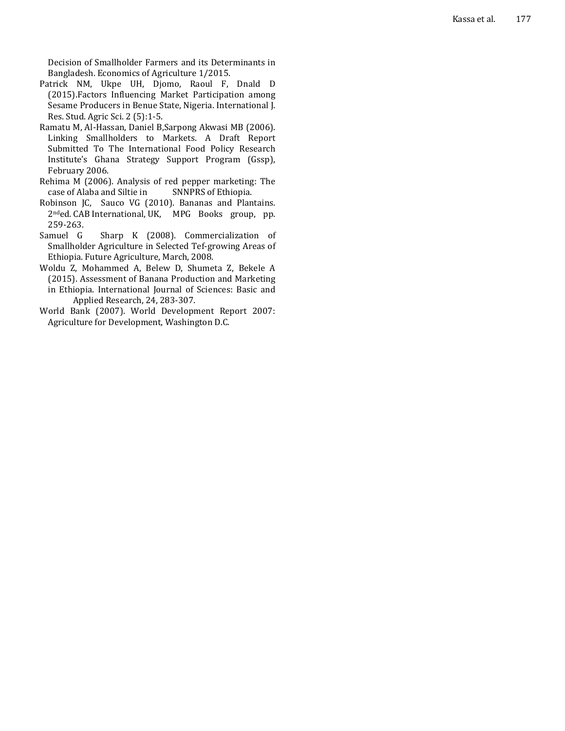Decision of Smallholder Farmers and its Determinants in Bangladesh. Economics of Agriculture 1/2015.

Patrick NM, Ukpe UH, Djomo, Raoul F, Dnald D (2015).Factors Influencing Market Participation among Sesame Producers in Benue State, Nigeria. International J. Res. Stud. Agric Sci. 2 (5):1-5.

Ramatu M, Al-Hassan, Daniel B,Sarpong Akwasi MB (2006). Linking Smallholders to Markets. A Draft Report Submitted To The International Food Policy Research Institute's Ghana Strategy Support Program (Gssp), February 2006.

Rehima M (2006). Analysis of red pepper marketing: The case of Alaba and Siltie in SNNPRS of Ethiopia.

Robinson JC, Sauco VG (2010). Bananas and Plantains. 2nd ed. CAB International, UK, MPG Books group, pp. 259-263.

Samuel G Sharp K (2008). Commercialization of Smallholder Agriculture in Selected Tef-growing Areas of Ethiopia. Future Agriculture, March, 2008.

Woldu Z, Mohammed A, Belew D, Shumeta Z, Bekele A (2015). Assessment of Banana Production and Marketing in Ethiopia. International Journal of Sciences: Basic and Applied Research, 24, 283-307.

World Bank (2007). World Development Report 2007: Agriculture for Development, Washington D.C.